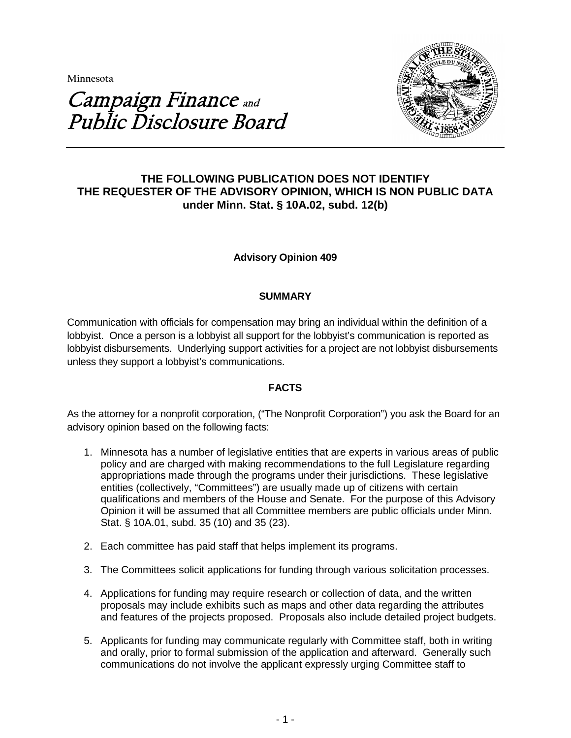Minnesota

# Campaign Finance and Public Disclosure Board

**THE FOLLOWING PUBLICATION DOES NOT IDENTIFY THE REQUESTER OF THE ADVISORY OPINION, WHICH IS NON PUBLIC DATA under Minn. Stat. § 10A.02, subd. 12(b)**

**Advisory Opinion 409**

**SUMMARY**

Communication with officials for compensation may bring an individual within the definition of a lobbyist. Once a person is a lobbyist all support for the lobbyist's communication is reported as lobbyist disbursements. Underlying support activities for a project are not lobbyist disbursements unless they support a lobbyist's communications.

**FACTS**

As the attorney for a nonprofit corporation, ("The Nonprofit Corporation") you ask the Board for an advisory opinion based on the following facts:

1. Minnesota has a number of legislative entities that are experts in various areas of public policy and are charged with making recommendations to the full Legislature regarding appropriations made through the programs under their jurisdictions. These legislative entities (collectively, "Committees") are usually made up of citizens with certain qualifications and members of the House and Senate. For the purpose of this Advisory Opinion it will be assumed that all Committee members are public officials under Minn. Stat. § 10A.01, subd. 35 (10) and 35 (23).
2. Each committee has paid staff that helps implement its programs.
3. The Committees solicit applications for funding through various solicitation processes.
4. Applications for funding may require research or collection of data, and the written proposals may include exhibits such as maps and other data regarding the attributes and features of the projects proposed. Proposals also include detailed project budgets.
5. Applicants for funding may communicate regularly with Committee staff, both in writing and orally, prior to formal submission of the application and afterward. Generally such communications do not involve the applicant expressly urging Committee staff to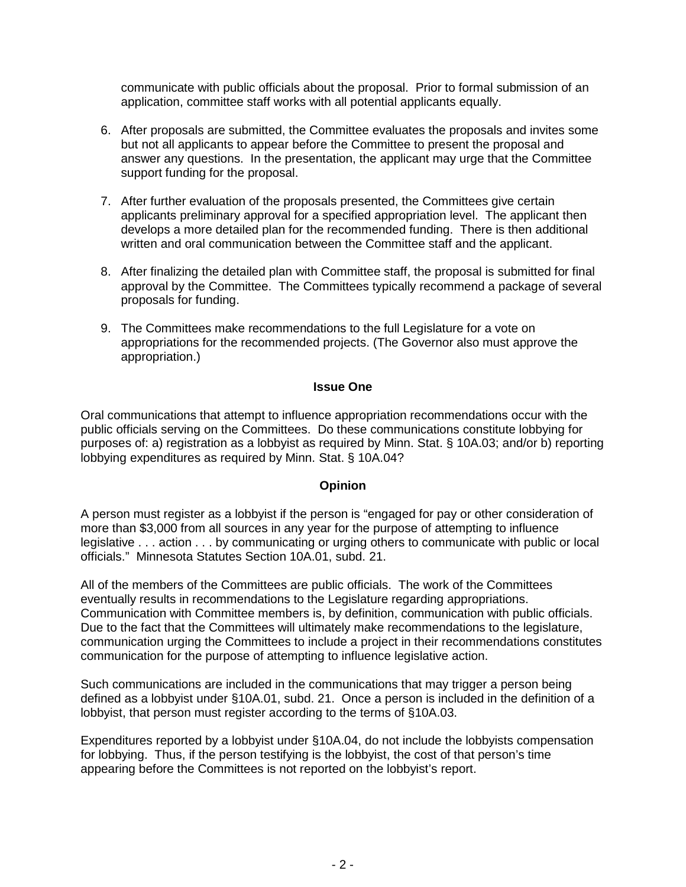communicate with public officials about the proposal. Prior to formal submission of an application, committee staff works with all potential applicants equally.

6. After proposals are submitted, the Committee evaluates the proposals and invites some but not all applicants to appear before the Committee to present the proposal and answer any questions. In the presentation, the applicant may urge that the Committee support funding for the proposal.

7. After further evaluation of the proposals presented, the Committees give certain applicants preliminary approval for a specified appropriation level. The applicant then develops a more detailed plan for the recommended funding. There is then additional written and oral communication between the Committee staff and the applicant.

8. After finalizing the detailed plan with Committee staff, the proposal is submitted for final approval by the Committee. The Committees typically recommend a package of several proposals for funding.

9. The Committees make recommendations to the full Legislature for a vote on appropriations for the recommended projects. (The Governor also must approve the appropriation.)

**Issue One**

Oral communications that attempt to influence appropriation recommendations occur with the public officials serving on the Committees. Do these communications constitute lobbying for purposes of: a) registration as a lobbyist as required by Minn. Stat. § 10A.03; and/or b) reporting lobbying expenditures as required by Minn. Stat. § 10A.04?

**Opinion**

A person must register as a lobbyist if the person is "engaged for pay or other consideration of more than $3,000 from all sources in any year for the purpose of attempting to influence legislative . . . action . . . by communicating or urging others to communicate with public or local officials." Minnesota Statutes Section 10A.01, subd. 21.

All of the members of the Committees are public officials. The work of the Committees eventually results in recommendations to the Legislature regarding appropriations. Communication with Committee members is, by definition, communication with public officials. Due to the fact that the Committees will ultimately make recommendations to the legislature, communication urging the Committees to include a project in their recommendations constitutes communication for the purpose of attempting to influence legislative action.

Such communications are included in the communications that may trigger a person being defined as a lobbyist under §10A.01, subd. 21. Once a person is included in the definition of a lobbyist, that person must register according to the terms of §10A.03.

Expenditures reported by a lobbyist under §10A.04, do not include the lobbyists compensation for lobbying. Thus, if the person testifying is the lobbyist, the cost of that person's time appearing before the Committees is not reported on the lobbyist's report.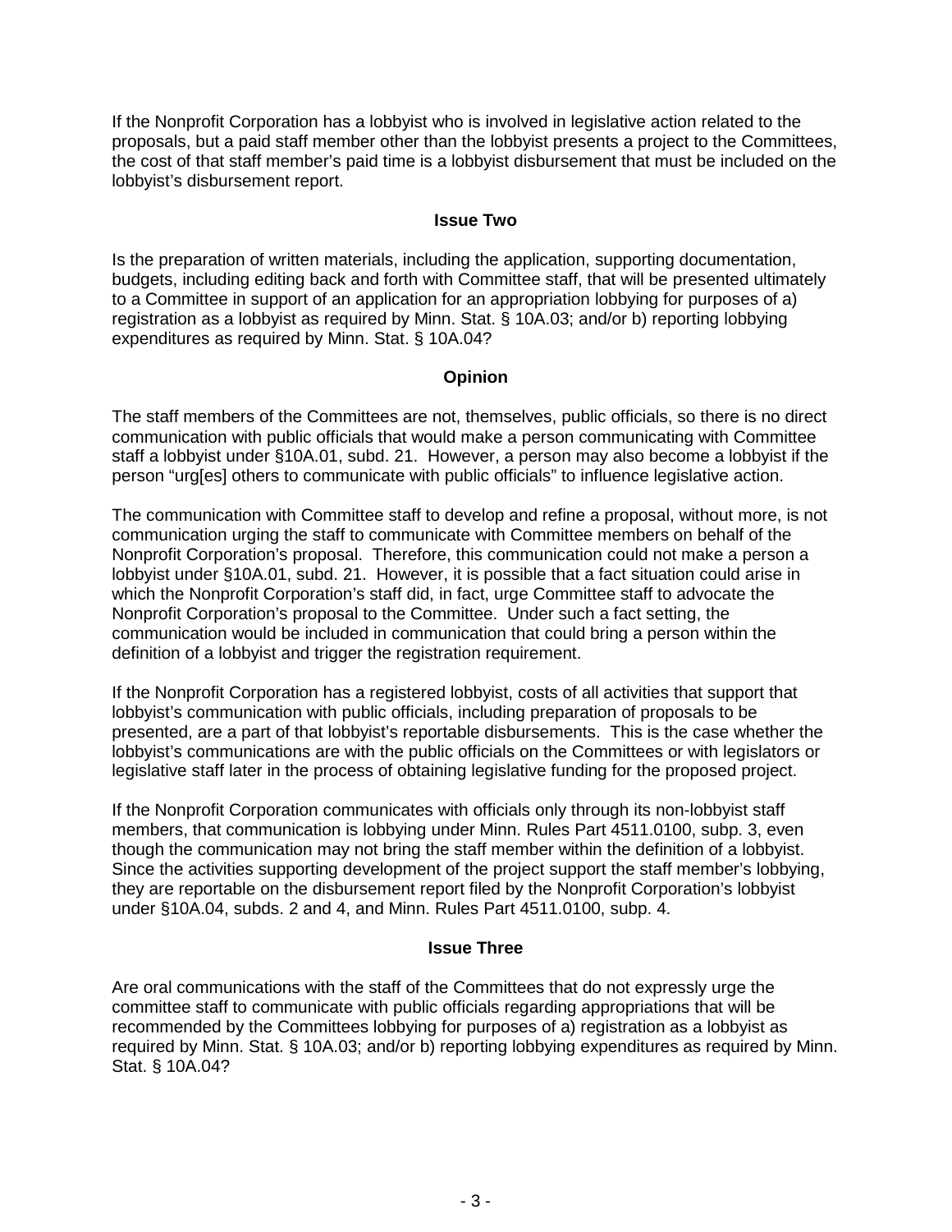If the Nonprofit Corporation has a lobbyist who is involved in legislative action related to the proposals, but a paid staff member other than the lobbyist presents a project to the Committees, the cost of that staff member's paid time is a lobbyist disbursement that must be included on the lobbyist's disbursement report.

### Issue Two

Is the preparation of written materials, including the application, supporting documentation, budgets, including editing back and forth with Committee staff, that will be presented ultimately to a Committee in support of an application for an appropriation lobbying for purposes of a) registration as a lobbyist as required by Minn. Stat. § 10A.03; and/or b) reporting lobbying expenditures as required by Minn. Stat. § 10A.04?

### Opinion

The staff members of the Committees are not, themselves, public officials, so there is no direct communication with public officials that would make a person communicating with Committee staff a lobbyist under §10A.01, subd. 21. However, a person may also become a lobbyist if the person "urg[es] others to communicate with public officials" to influence legislative action.

The communication with Committee staff to develop and refine a proposal, without more, is not communication urging the staff to communicate with Committee members on behalf of the Nonprofit Corporation's proposal. Therefore, this communication could not make a person a lobbyist under §10A.01, subd. 21. However, it is possible that a fact situation could arise in which the Nonprofit Corporation's staff did, in fact, urge Committee staff to advocate the Nonprofit Corporation's proposal to the Committee. Under such a fact setting, the communication would be included in communication that could bring a person within the definition of a lobbyist and trigger the registration requirement.

If the Nonprofit Corporation has a registered lobbyist, costs of all activities that support that lobbyist's communication with public officials, including preparation of proposals to be presented, are a part of that lobbyist's reportable disbursements. This is the case whether the lobbyist's communications are with the public officials on the Committees or with legislators or legislative staff later in the process of obtaining legislative funding for the proposed project.

If the Nonprofit Corporation communicates with officials only through its non-lobbyist staff members, that communication is lobbying under Minn. Rules Part 4511.0100, subp. 3, even though the communication may not bring the staff member within the definition of a lobbyist. Since the activities supporting development of the project support the staff member's lobbying, they are reportable on the disbursement report filed by the Nonprofit Corporation's lobbyist under §10A.04, subds. 2 and 4, and Minn. Rules Part 4511.0100, subp. 4.

### Issue Three

Are oral communications with the staff of the Committees that do not expressly urge the committee staff to communicate with public officials regarding appropriations that will be recommended by the Committees lobbying for purposes of a) registration as a lobbyist as required by Minn. Stat. § 10A.03; and/or b) reporting lobbying expenditures as required by Minn. Stat. § 10A.04?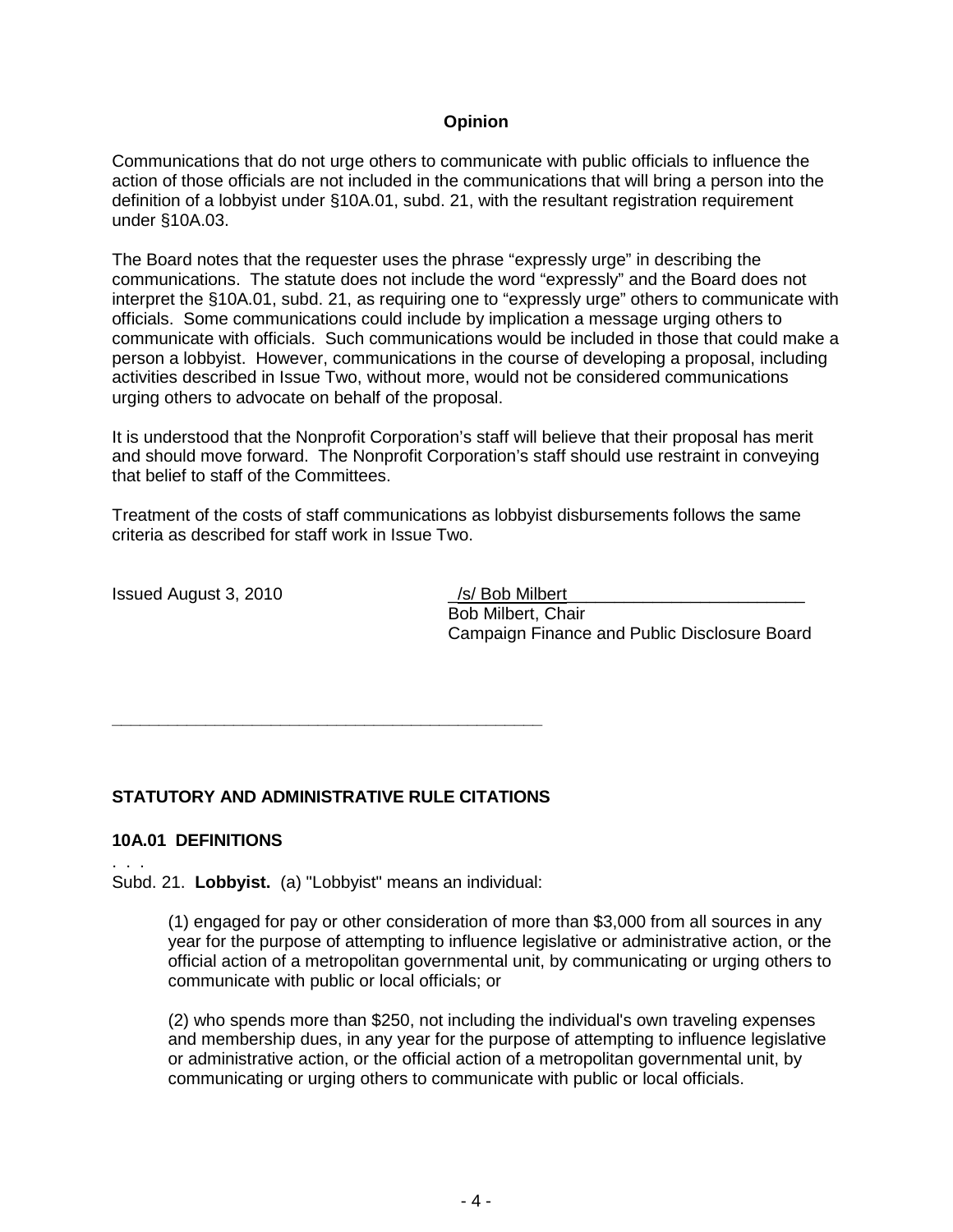### Opinion

Communications that do not urge others to communicate with public officials to influence the action of those officials are not included in the communications that will bring a person into the definition of a lobbyist under §10A.01, subd. 21, with the resultant registration requirement under §10A.03.

The Board notes that the requester uses the phrase "expressly urge" in describing the communications. The statute does not include the word "expressly" and the Board does not interpret the §10A.01, subd. 21, as requiring one to "expressly urge" others to communicate with officials. Some communications could include by implication a message urging others to communicate with officials. Such communications would be included in those that could make a person a lobbyist. However, communications in the course of developing a proposal, including activities described in Issue Two, without more, would not be considered communications urging others to advocate on behalf of the proposal.

It is understood that the Nonprofit Corporation's staff will believe that their proposal has merit and should move forward. The Nonprofit Corporation's staff should use restraint in conveying that belief to staff of the Committees.

Treatment of the costs of staff communications as lobbyist disbursements follows the same criteria as described for staff work in Issue Two.

Issued August 3, 2010

/s/ Bob Milbert
Bob Milbert, Chair
Campaign Finance and Public Disclosure Board

---

## STATUTORY AND ADMINISTRATIVE RULE CITATIONS

### 10A.01 DEFINITIONS

. . .

Subd. 21. **Lobbyist.** (a) "Lobbyist" means an individual:

(1) engaged for pay or other consideration of more than $3,000 from all sources in any year for the purpose of attempting to influence legislative or administrative action, or the official action of a metropolitan governmental unit, by communicating or urging others to communicate with public or local officials; or

(2) who spends more than $250, not including the individual's own traveling expenses and membership dues, in any year for the purpose of attempting to influence legislative or administrative action, or the official action of a metropolitan governmental unit, by communicating or urging others to communicate with public or local officials.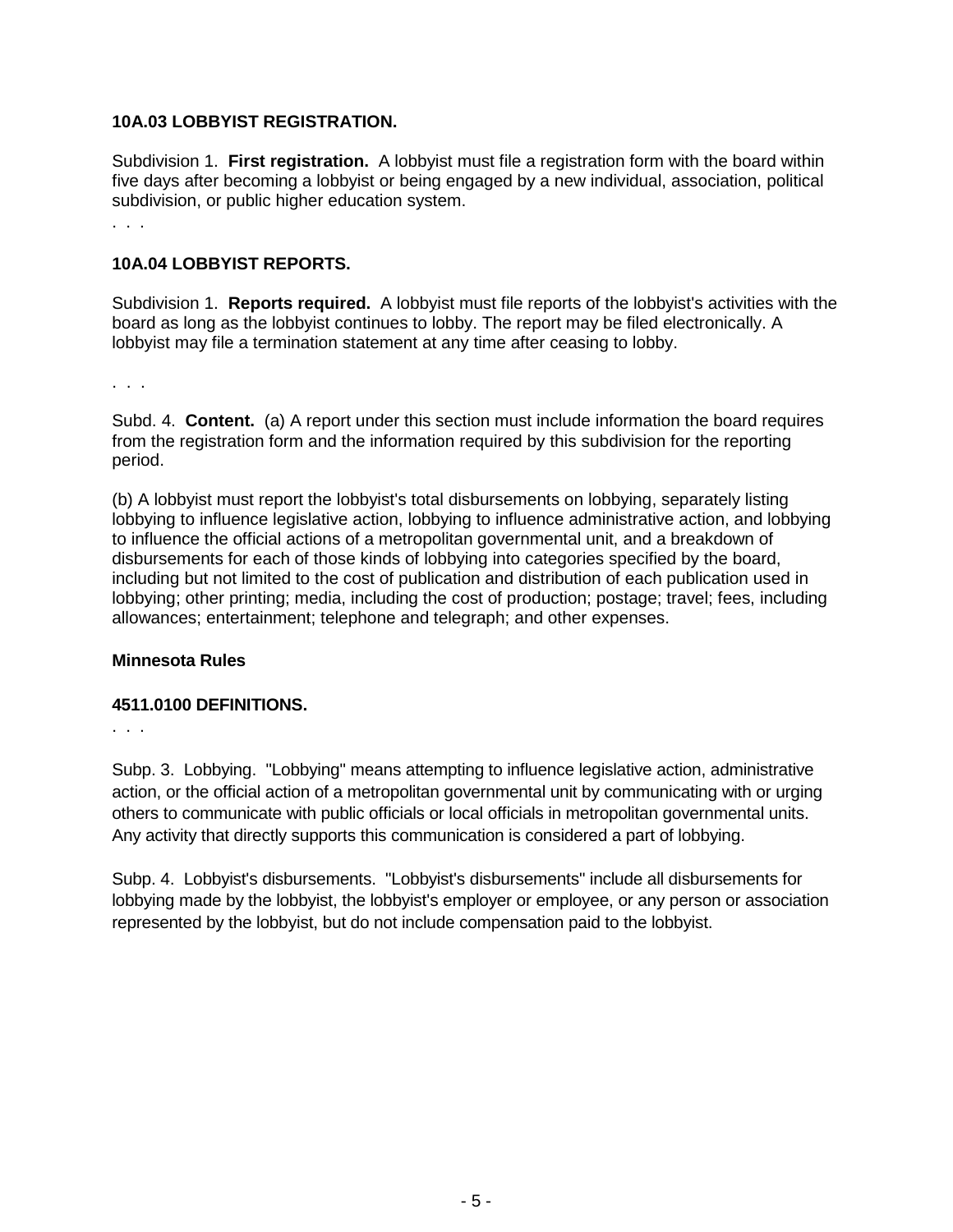**10A.03 LOBBYIST REGISTRATION.**

Subdivision 1. **First registration.** A lobbyist must file a registration form with the board within five days after becoming a lobbyist or being engaged by a new individual, association, political subdivision, or public higher education system.

. . .

**10A.04 LOBBYIST REPORTS.**

Subdivision 1. **Reports required.** A lobbyist must file reports of the lobbyist's activities with the board as long as the lobbyist continues to lobby. The report may be filed electronically. A lobbyist may file a termination statement at any time after ceasing to lobby.

. . .

Subd. 4. **Content.** (a) A report under this section must include information the board requires from the registration form and the information required by this subdivision for the reporting period.

(b) A lobbyist must report the lobbyist's total disbursements on lobbying, separately listing lobbying to influence legislative action, lobbying to influence administrative action, and lobbying to influence the official actions of a metropolitan governmental unit, and a breakdown of disbursements for each of those kinds of lobbying into categories specified by the board, including but not limited to the cost of publication and distribution of each publication used in lobbying; other printing; media, including the cost of production; postage; travel; fees, including allowances; entertainment; telephone and telegraph; and other expenses.

**Minnesota Rules**

**4511.0100 DEFINITIONS.**

. . .

Subp. 3. Lobbying. "Lobbying" means attempting to influence legislative action, administrative action, or the official action of a metropolitan governmental unit by communicating with or urging others to communicate with public officials or local officials in metropolitan governmental units. Any activity that directly supports this communication is considered a part of lobbying.

Subp. 4. Lobbyist's disbursements. "Lobbyist's disbursements" include all disbursements for lobbying made by the lobbyist, the lobbyist's employer or employee, or any person or association represented by the lobbyist, but do not include compensation paid to the lobbyist.